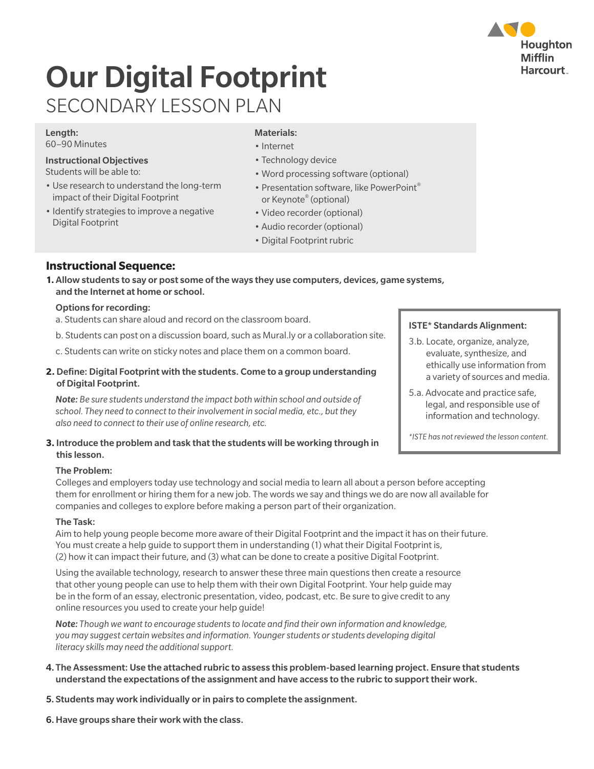# Our Digital Footprint

## SECONDARY LESSON PLAN

**Length:**
60–90 Minutes

**Instructional Objectives**
Students will be able to:

- Use research to understand the long-term impact of their Digital Footprint
- Identify strategies to improve a negative Digital Footprint

**Materials:**

- Internet
- Technology device
- Word processing software (optional)
- Presentation software, like PowerPoint® or Keynote® (optional)
- Video recorder (optional)
- Audio recorder (optional)
- Digital Footprint rubric

**ISTE* Standards Alignment:**

3.b. Locate, organize, analyze, evaluate, synthesize, and ethically use information from a variety of sources and media.

5.a. Advocate and practice safe, legal, and responsible use of information and technology.

*\*ISTE has not reviewed the lesson content.*

### Instructional Sequence:

1. **Allow students to say or post some of the ways they use computers, devices, game systems, and the Internet at home or school.**

   **Options for recording:**

   a. Students can share aloud and record on the classroom board.

   b. Students can post on a discussion board, such as Mural.ly or a collaboration site.

   c. Students can write on sticky notes and place them on a common board.

2. **Define: Digital Footprint with the students. Come to a group understanding of Digital Footprint.**

   ***Note:*** *Be sure students understand the impact both within school and outside of school. They need to connect to their involvement in social media, etc., but they also need to connect to their use of online research, etc.*

3. **Introduce the problem and task that the students will be working through in this lesson.**

   **The Problem:**
   Colleges and employers today use technology and social media to learn all about a person before accepting them for enrollment or hiring them for a new job. The words we say and things we do are now all available for companies and colleges to explore before making a person part of their organization.

   **The Task:**
   Aim to help young people become more aware of their Digital Footprint and the impact it has on their future. You must create a help guide to support them in understanding (1) what their Digital Footprint is, (2) how it can impact their future, and (3) what can be done to create a positive Digital Footprint.

   Using the available technology, research to answer these three main questions then create a resource that other young people can use to help them with their own Digital Footprint. Your help guide may be in the form of an essay, electronic presentation, video, podcast, etc. Be sure to give credit to any online resources you used to create your help guide!

   ***Note:*** *Though we want to encourage students to locate and find their own information and knowledge, you may suggest certain websites and information. Younger students or students developing digital literacy skills may need the additional support.*

4. **The Assessment: Use the attached rubric to assess this problem-based learning project. Ensure that students understand the expectations of the assignment and have access to the rubric to support their work.**

5. **Students may work individually or in pairs to complete the assignment.**

6. **Have groups share their work with the class.**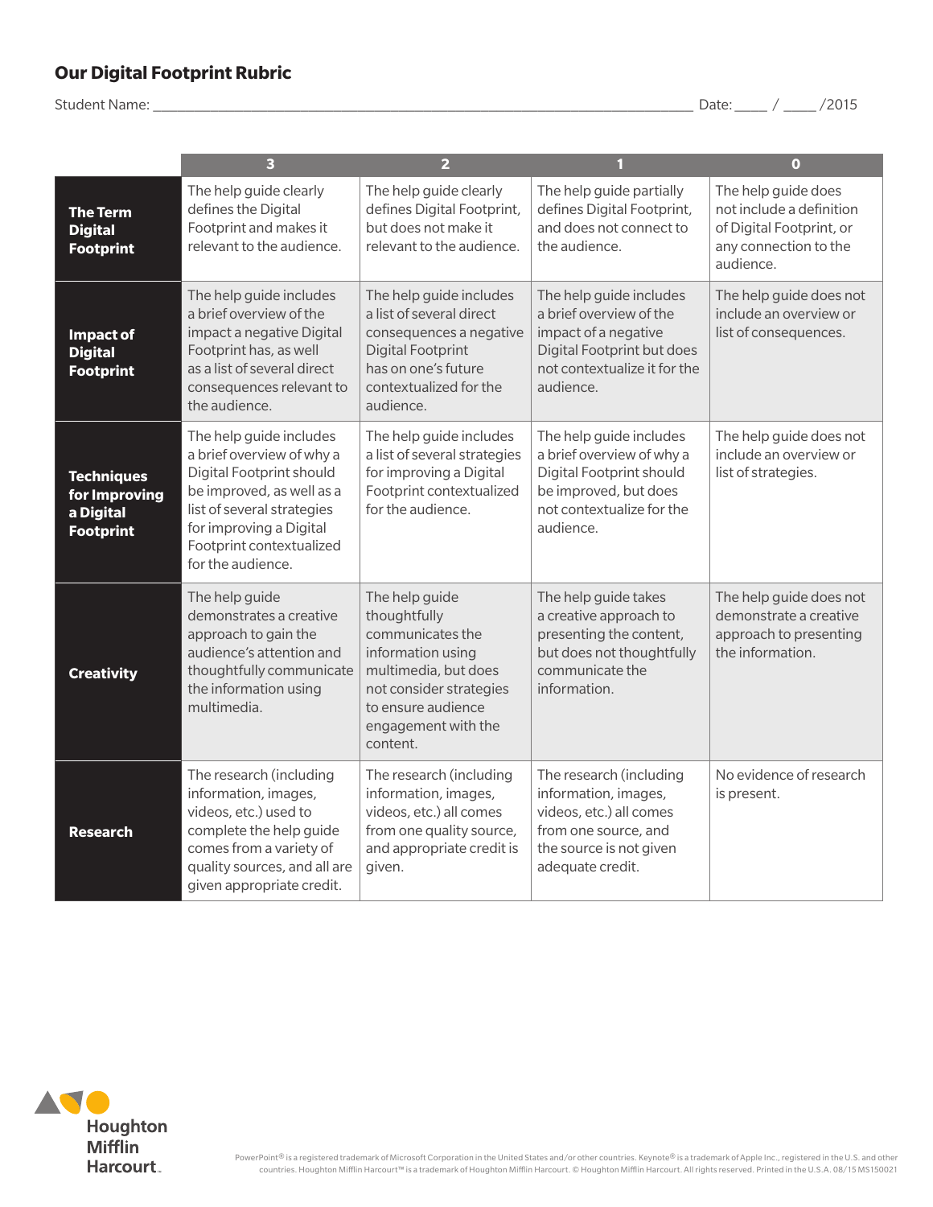## Our Digital Footprint Rubric

Student Name: ______________________________________________ Date: ____ / ____ /2015

| | 3 | 2 | 1 | 0 |
|---|---|---|---|---|
| **The Term Digital Footprint** | The help guide clearly defines the Digital Footprint and makes it relevant to the audience. | The help guide clearly defines Digital Footprint, but does not make it relevant to the audience. | The help guide partially defines Digital Footprint, and does not connect to the audience. | The help guide does not include a definition of Digital Footprint, or any connection to the audience. |
| **Impact of Digital Footprint** | The help guide includes a brief overview of the impact a negative Digital Footprint has, as well as a list of several direct consequences relevant to the audience. | The help guide includes a list of several direct consequences a negative Digital Footprint has on one's future contextualized for the audience. | The help guide includes a brief overview of the impact of a negative Digital Footprint but does not contextualize it for the audience. | The help guide does not include an overview or list of consequences. |
| **Techniques for Improving a Digital Footprint** | The help guide includes a brief overview of why a Digital Footprint should be improved, as well as a list of several strategies for improving a Digital Footprint contextualized for the audience. | The help guide includes a list of several strategies for improving a Digital Footprint contextualized for the audience. | The help guide includes a brief overview of why a Digital Footprint should be improved, but does not contextualize for the audience. | The help guide does not include an overview or list of strategies. |
| **Creativity** | The help guide demonstrates a creative approach to gain the audience's attention and thoughtfully communicate the information using multimedia. | The help guide thoughtfully communicates the information using multimedia, but does not consider strategies to ensure audience engagement with the content. | The help guide takes a creative approach to presenting the content, but does not thoughtfully communicate the information. | The help guide does not demonstrate a creative approach to presenting the information. |
| **Research** | The research (including information, images, videos, etc.) used to complete the help guide comes from a variety of quality sources, and all are given appropriate credit. | The research (including information, images, videos, etc.) all comes from one quality source, and appropriate credit is given. | The research (including information, images, videos, etc.) all comes from one source, and the source is not given adequate credit. | No evidence of research is present. |

Houghton Mifflin Harcourt

PowerPoint® is a registered trademark of Microsoft Corporation in the United States and/or other countries. Keynote® is a trademark of Apple Inc., registered in the U.S. and other countries. Houghton Mifflin Harcourt™ is a trademark of Houghton Mifflin Harcourt. © Houghton Mifflin Harcourt. All rights reserved. Printed in the U.S.A. 08/15 MS150021